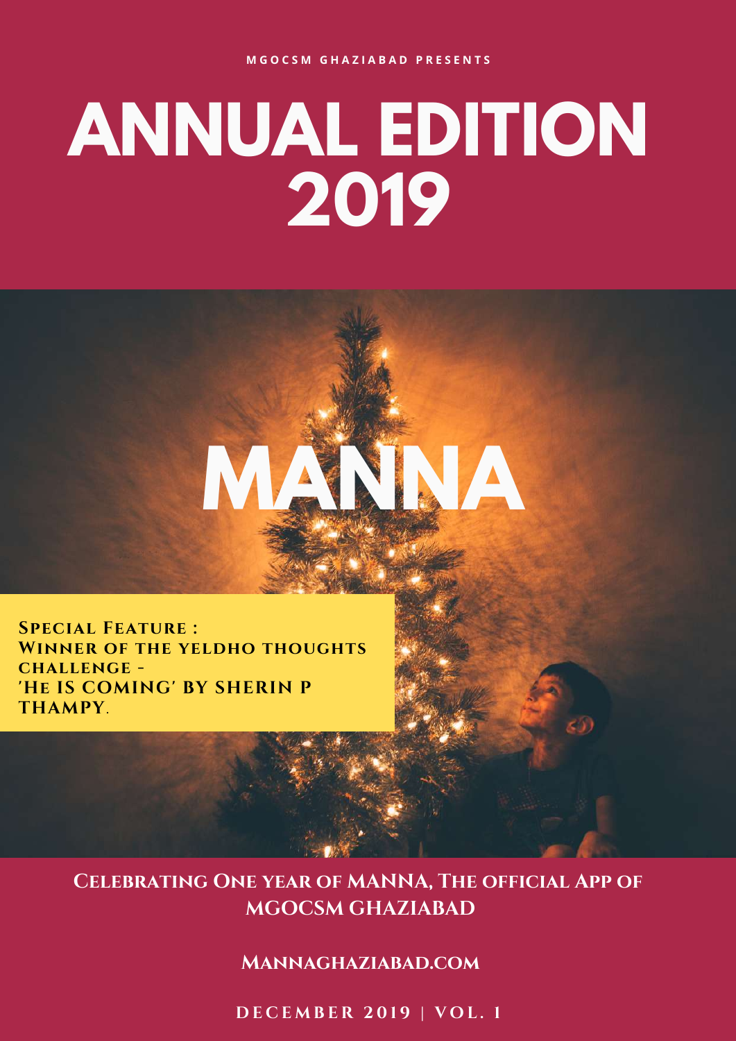MGOCSM GHAZIABAD PRESENTS

# ANNUAL EDITION 2019

# MANNA

**Special Feature : Winner of the yeldho thoughts challenge - 'He IS COMING' by SHERIN P THAMPY.**

**Celebrating One year of MANNA, The official App of MGOCSM GHAZIABAD**

**Mannaghaziabad.com**

**DECEMBER 2019 | VOL. 1**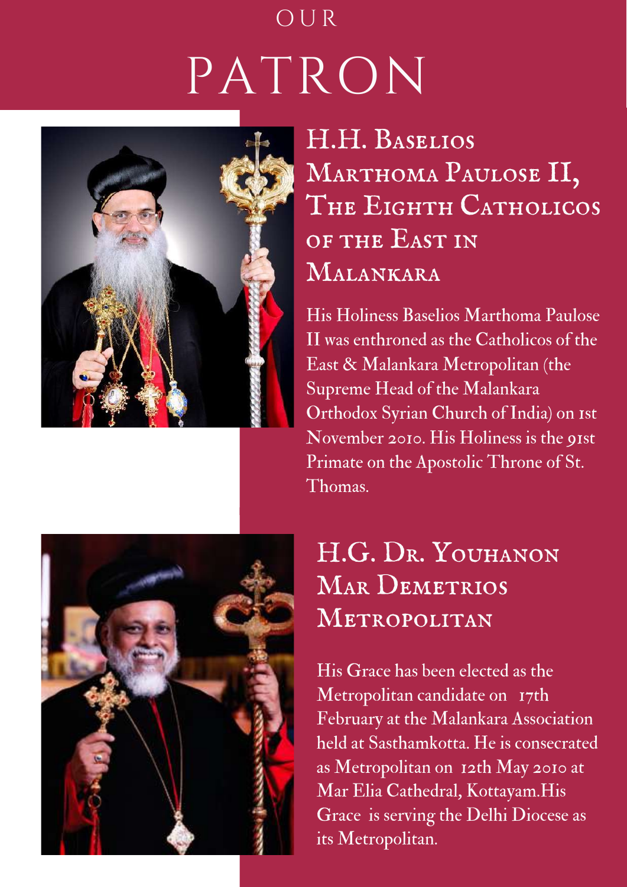# OUR PATRON

## H.H. Baselios Marthoma Paulose II, The Eighth Catholicos of the East in Malankara

His Holiness Baselios Marthoma Paulose II was enthroned as the Catholicos of the East & Malankara Metropolitan (the Supreme Head of the Malankara Orthodox Syrian Church of India) on 1st November 2010. His Holiness is the 91st Primate on the Apostolic Throne of St. Thomas.

## H.G. Dr. Youhanon Mar Demetrios Metropolitan

His Grace has been elected as the Metropolitan candidate on 17th February at the Malankara Association held at Sasthamkotta. He is consecrated as Metropolitan on 12th May 2010 at Mar Elia Cathedral, Kottayam.His Grace is serving the Delhi Diocese as its Metropolitan.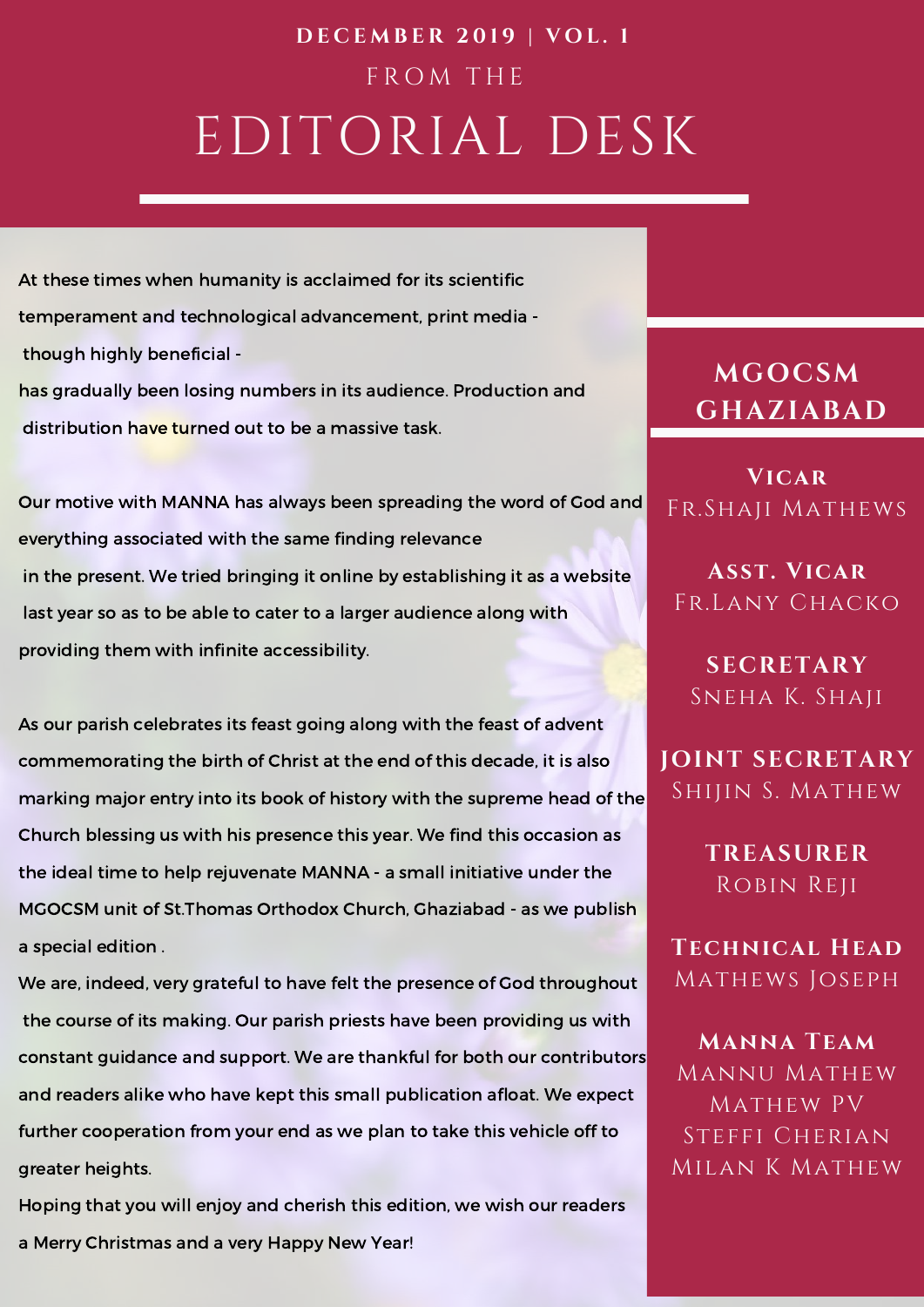**DECEMBER 2019 | VOL. 1**

FROM THE

# EDITORIAL DESK

At these times when humanity is acclaimed for its scientific temperament and technological advancement, print media - though highly beneficial - has gradually been losing numbers in its audience. Production and distribution have turned out to be a massive task.

Our motive with MANNA has always been spreading the word of God and everything associated with the same finding relevance in the present. We tried bringing it online by establishing it as a website last year so as to be able to cater to a larger audience along with providing them with infinite accessibility.

As our parish celebrates its feast going along with the feast of advent commemorating the birth of Christ at the end of this decade, it is also marking major entry into its book of history with the supreme head of the Church blessing us with his presence this year. We find this occasion as the ideal time to help rejuvenate MANNA - a small initiative under the MGOCSM unit of St.Thomas Orthodox Church, Ghaziabad - as we publish a special edition .

We are, indeed, very grateful to have felt the presence of God throughout the course of its making. Our parish priests have been providing us with constant guidance and support. We are thankful for both our contributors and readers alike who have kept this small publication afloat. We expect further cooperation from your end as we plan to take this vehicle off to greater heights.

Hoping that you will enjoy and cherish this edition, we wish our readers a Merry Christmas and a very Happy New Year!

## MGOCSM GHAZIABAD

**Vicar**
Fr.Shaji Mathews

**Asst. Vicar**
Fr.Lany Chacko

**SECRETARY**
Sneha K. Shaji

**JOINT SECRETARY**
Shijin S. Mathew

**TREASURER**
Robin Reji

**Technical Head**
Mathews Joseph

**Manna Team**
Mannu Mathew
Mathew PV
Steffi Cherian
Milan K Mathew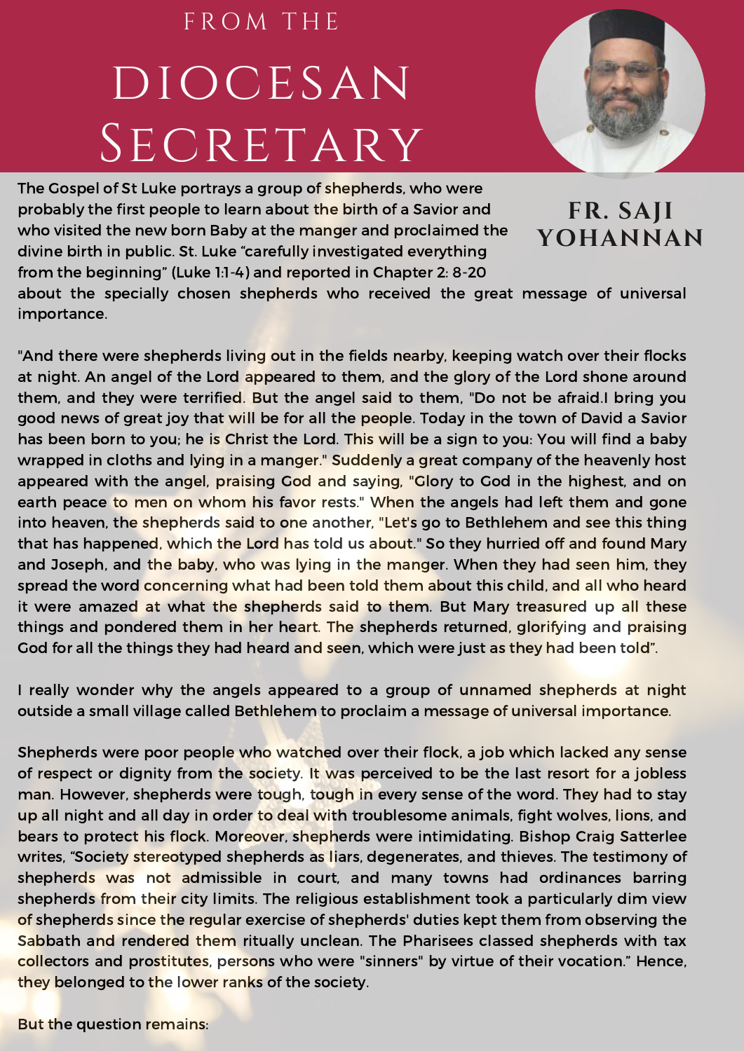# FROM THE DIOCESAN SECRETARY

## FR. SAJI YOHANNAN

The Gospel of St Luke portrays a group of shepherds, who were probably the first people to learn about the birth of a Savior and who visited the new born Baby at the manger and proclaimed the divine birth in public. St. Luke "carefully investigated everything from the beginning" (Luke 1:1-4) and reported in Chapter 2: 8-20 about the specially chosen shepherds who received the great message of universal importance.

"And there were shepherds living out in the fields nearby, keeping watch over their flocks at night. An angel of the Lord appeared to them, and the glory of the Lord shone around them, and they were terrified. But the angel said to them, "Do not be afraid.I bring you good news of great joy that will be for all the people. Today in the town of David a Savior has been born to you; he is Christ the Lord. This will be a sign to you: You will find a baby wrapped in cloths and lying in a manger." Suddenly a great company of the heavenly host appeared with the angel, praising God and saying, "Glory to God in the highest, and on earth peace to men on whom his favor rests." When the angels had left them and gone into heaven, the shepherds said to one another, "Let's go to Bethlehem and see this thing that has happened, which the Lord has told us about." So they hurried off and found Mary and Joseph, and the baby, who was lying in the manger. When they had seen him, they spread the word concerning what had been told them about this child, and all who heard it were amazed at what the shepherds said to them. But Mary treasured up all these things and pondered them in her heart. The shepherds returned, glorifying and praising God for all the things they had heard and seen, which were just as they had been told".

I really wonder why the angels appeared to a group of unnamed shepherds at night outside a small village called Bethlehem to proclaim a message of universal importance.

Shepherds were poor people who watched over their flock, a job which lacked any sense of respect or dignity from the society. It was perceived to be the last resort for a jobless man. However, shepherds were tough, tough in every sense of the word. They had to stay up all night and all day in order to deal with troublesome animals, fight wolves, lions, and bears to protect his flock. Moreover, shepherds were intimidating. Bishop Craig Satterlee writes, "Society stereotyped shepherds as liars, degenerates, and thieves. The testimony of shepherds was not admissible in court, and many towns had ordinances barring shepherds from their city limits. The religious establishment took a particularly dim view of shepherds since the regular exercise of shepherds' duties kept them from observing the Sabbath and rendered them ritually unclean. The Pharisees classed shepherds with tax collectors and prostitutes, persons who were "sinners" by virtue of their vocation." Hence, they belonged to the lower ranks of the society.

But the question remains: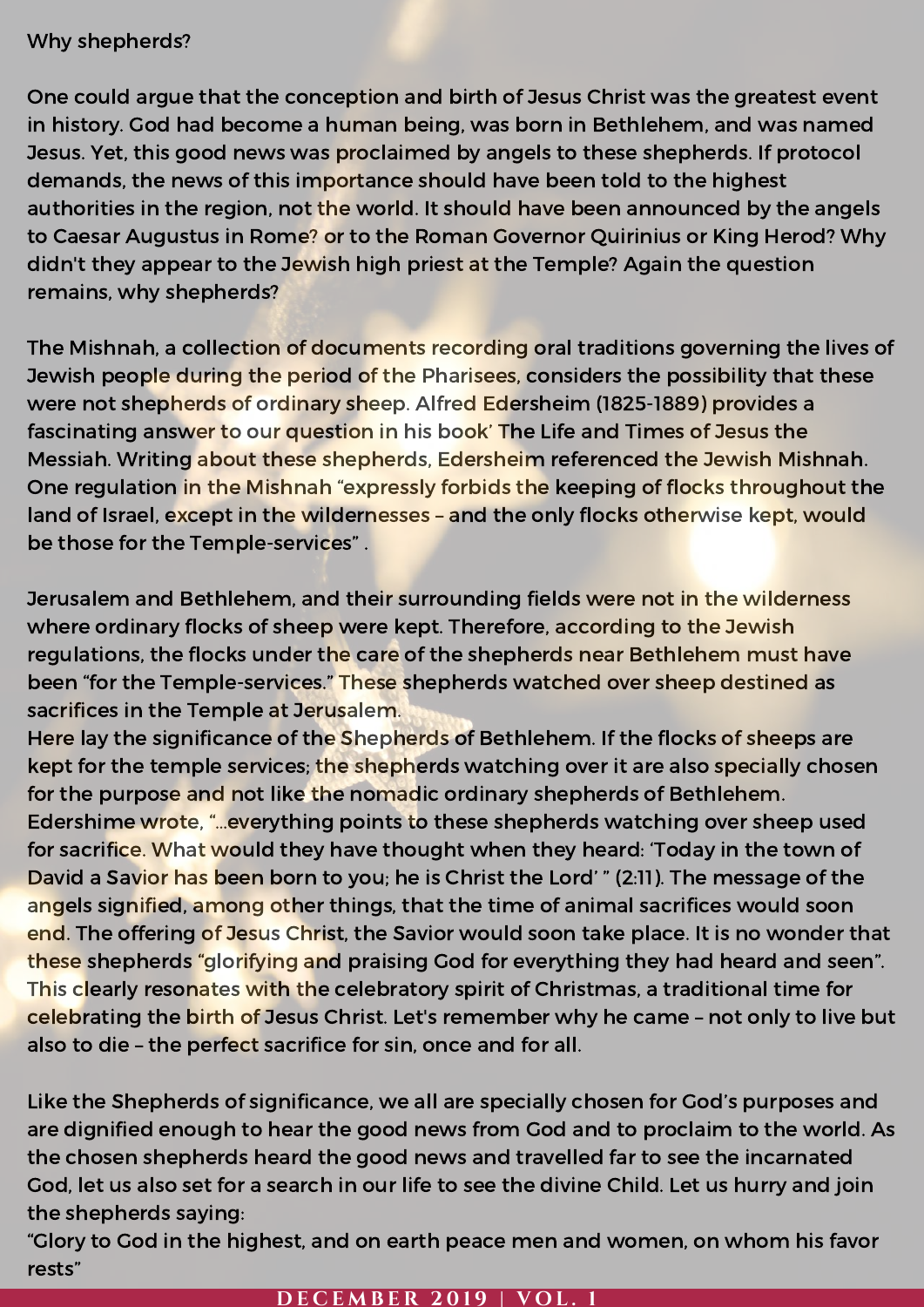Why shepherds?

One could argue that the conception and birth of Jesus Christ was the greatest event in history. God had become a human being, was born in Bethlehem, and was named Jesus. Yet, this good news was proclaimed by angels to these shepherds. If protocol demands, the news of this importance should have been told to the highest authorities in the region, not the world. It should have been announced by the angels to Caesar Augustus in Rome? or to the Roman Governor Quirinius or King Herod? Why didn't they appear to the Jewish high priest at the Temple? Again the question remains, why shepherds?

The Mishnah, a collection of documents recording oral traditions governing the lives of Jewish people during the period of the Pharisees, considers the possibility that these were not shepherds of ordinary sheep. Alfred Edersheim (1825-1889) provides a fascinating answer to our question in his book' The Life and Times of Jesus the Messiah. Writing about these shepherds, Edersheim referenced the Jewish Mishnah. One regulation in the Mishnah "expressly forbids the keeping of flocks throughout the land of Israel, except in the wildernesses – and the only flocks otherwise kept, would be those for the Temple-services" .

Jerusalem and Bethlehem, and their surrounding fields were not in the wilderness where ordinary flocks of sheep were kept. Therefore, according to the Jewish regulations, the flocks under the care of the shepherds near Bethlehem must have been "for the Temple-services." These shepherds watched over sheep destined as sacrifices in the Temple at Jerusalem.
Here lay the significance of the Shepherds of Bethlehem. If the flocks of sheeps are kept for the temple services; the shepherds watching over it are also specially chosen for the purpose and not like the nomadic ordinary shepherds of Bethlehem. Edershime wrote, "...everything points to these shepherds watching over sheep used for sacrifice. What would they have thought when they heard: 'Today in the town of David a Savior has been born to you; he is Christ the Lord' " (2:11). The message of the angels signified, among other things, that the time of animal sacrifices would soon end. The offering of Jesus Christ, the Savior would soon take place. It is no wonder that these shepherds "glorifying and praising God for everything they had heard and seen". This clearly resonates with the celebratory spirit of Christmas, a traditional time for celebrating the birth of Jesus Christ. Let's remember why he came – not only to live but also to die – the perfect sacrifice for sin, once and for all.

Like the Shepherds of significance, we all are specially chosen for God's purposes and are dignified enough to hear the good news from God and to proclaim to the world. As the chosen shepherds heard the good news and travelled far to see the incarnated God, let us also set for a search in our life to see the divine Child. Let us hurry and join the shepherds saying:
"Glory to God in the highest, and on earth peace men and women, on whom his favor rests"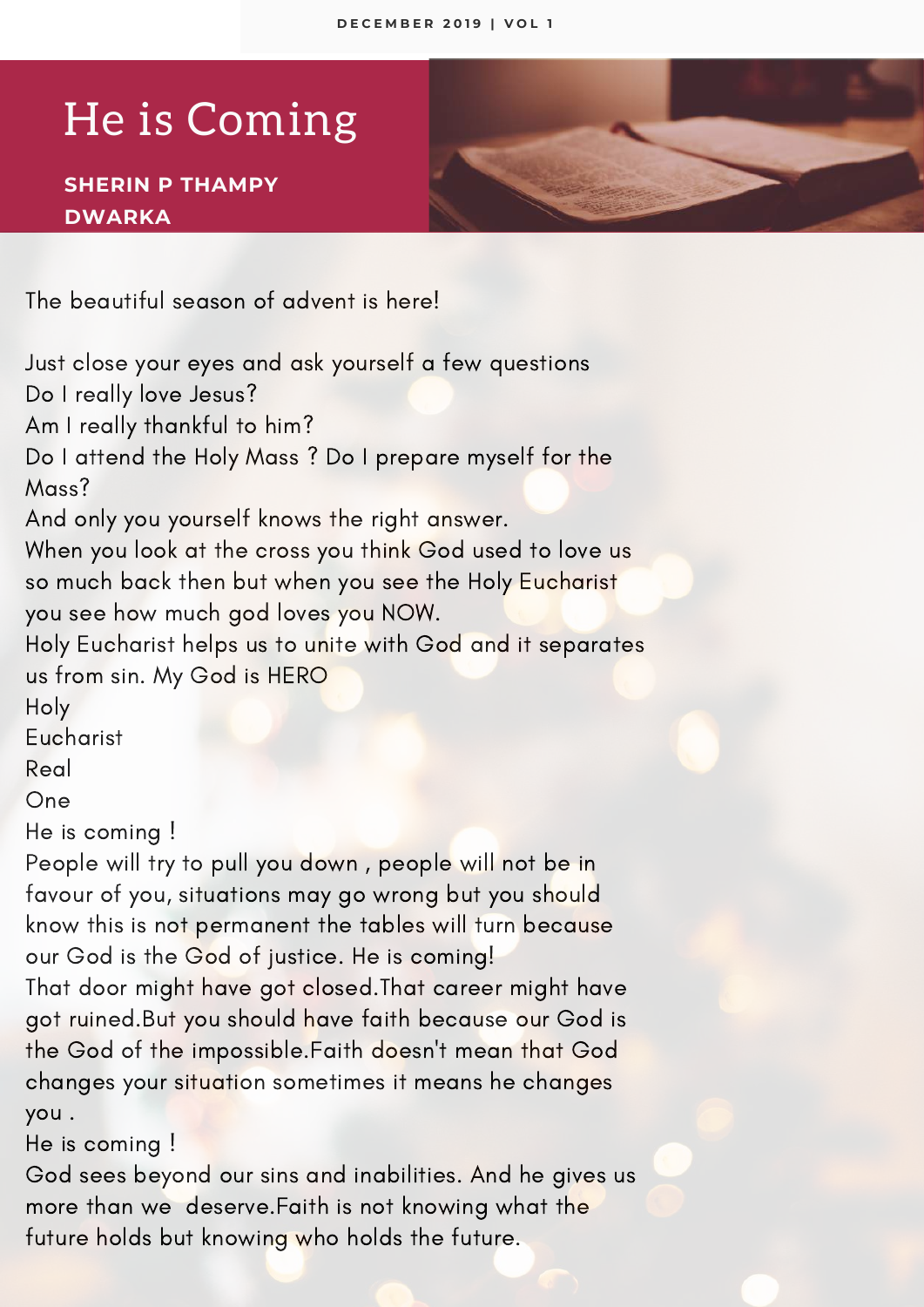# He is Coming

**SHERIN P THAMPY**
**DWARKA**

The beautiful season of advent is here!

Just close your eyes and ask yourself a few questions
Do I really love Jesus?
Am I really thankful to him?
Do I attend the Holy Mass ? Do I prepare myself for the Mass?
And only you yourself knows the right answer.
When you look at the cross you think God used to love us so much back then but when you see the Holy Eucharist you see how much god loves you NOW.
Holy Eucharist helps us to unite with God and it separates us from sin. My God is HERO
Holy
Eucharist
Real
One
He is coming !
People will try to pull you down , people will not be in favour of you, situations may go wrong but you should know this is not permanent the tables will turn because our God is the God of justice. He is coming!
That door might have got closed.That career might have got ruined.But you should have faith because our God is the God of the impossible.Faith doesn't mean that God changes your situation sometimes it means he changes you .
He is coming !
God sees beyond our sins and inabilities. And he gives us more than we deserve.Faith is not knowing what the future holds but knowing who holds the future.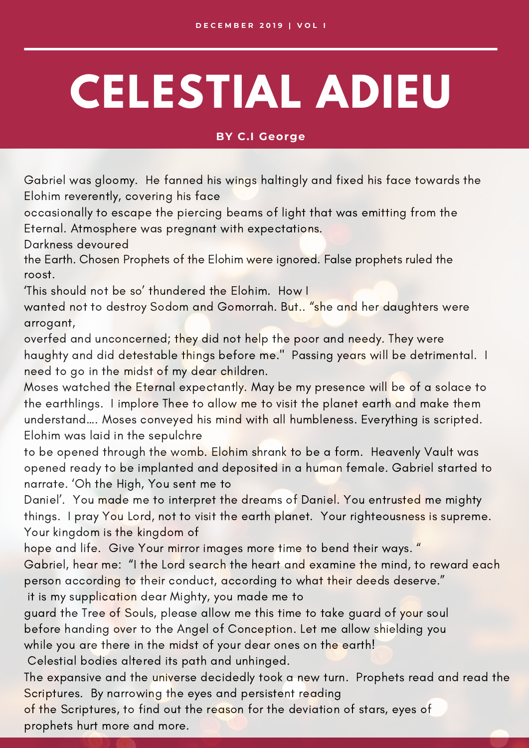# CELESTIAL ADIEU

**BY C.I George**

Gabriel was gloomy. He fanned his wings haltingly and fixed his face towards the Elohim reverently, covering his face occasionally to escape the piercing beams of light that was emitting from the Eternal. Atmosphere was pregnant with expectations.

Darkness devoured the Earth. Chosen Prophets of the Elohim were ignored. False prophets ruled the roost.

'This should not be so' thundered the Elohim. How I wanted not to destroy Sodom and Gomorrah. But.. "she and her daughters were arrogant, overfed and unconcerned; they did not help the poor and needy. They were haughty and did detestable things before me." Passing years will be detrimental. I need to go in the midst of my dear children.

Moses watched the Eternal expectantly. May be my presence will be of a solace to the earthlings. I implore Thee to allow me to visit the planet earth and make them understand…. Moses conveyed his mind with all humbleness. Everything is scripted.

Elohim was laid in the sepulchre to be opened through the womb. Elohim shrank to be a form. Heavenly Vault was opened ready to be implanted and deposited in a human female. Gabriel started to narrate. 'Oh the High, You sent me to Daniel'. You made me to interpret the dreams of Daniel. You entrusted me mighty things. I pray You Lord, not to visit the earth planet. Your righteousness is supreme. Your kingdom is the kingdom of hope and life. Give Your mirror images more time to bend their ways. "

Gabriel, hear me: "I the Lord search the heart and examine the mind, to reward each person according to their conduct, according to what their deeds deserve."

it is my supplication dear Mighty, you made me to guard the Tree of Souls, please allow me this time to take guard of your soul before handing over to the Angel of Conception. Let me allow shielding you while you are there in the midst of your dear ones on the earth!

Celestial bodies altered its path and unhinged.

The expansive and the universe decidedly took a new turn. Prophets read and read the Scriptures. By narrowing the eyes and persistent reading of the Scriptures, to find out the reason for the deviation of stars, eyes of prophets hurt more and more.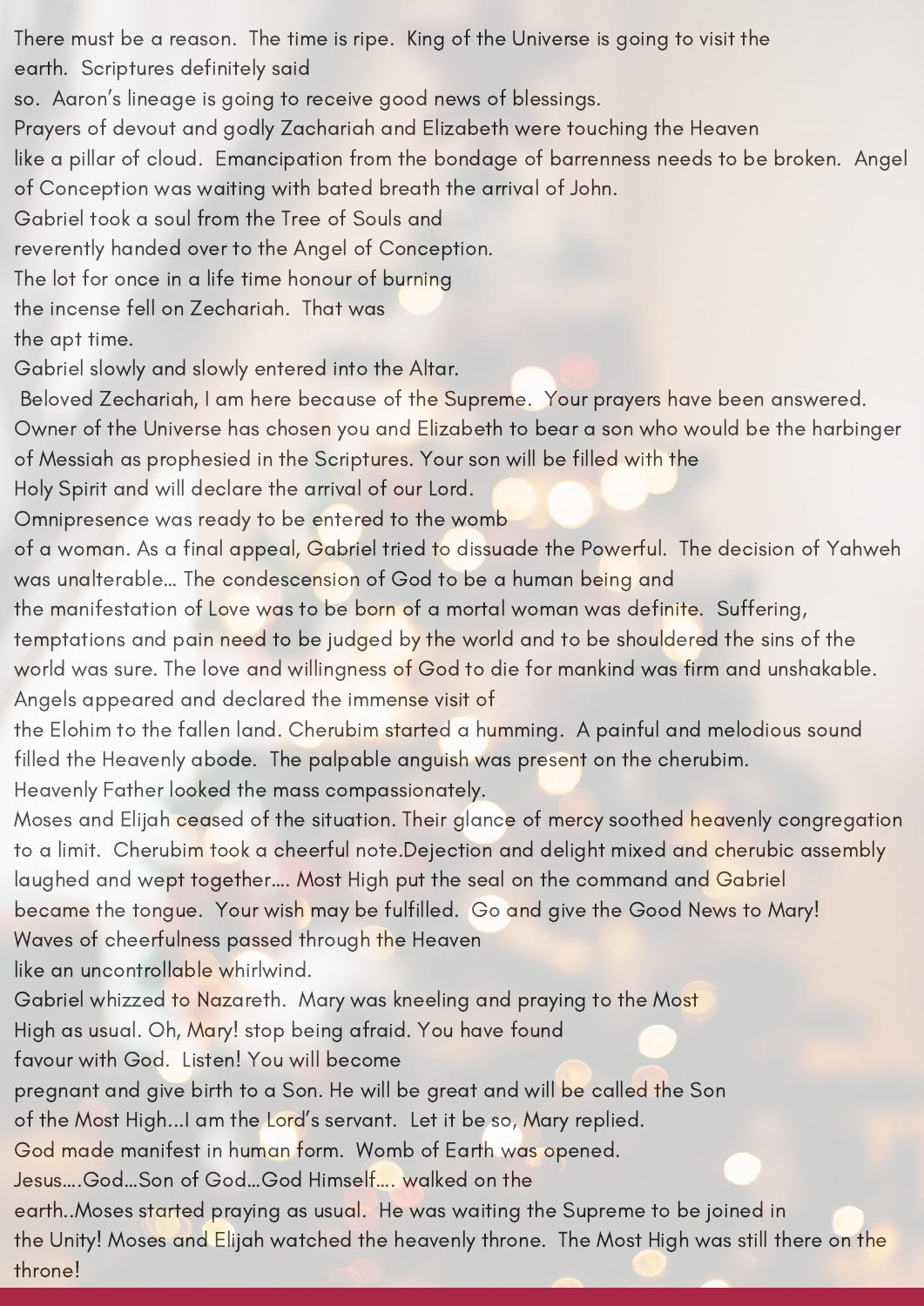There must be a reason. The time is ripe. King of the Universe is going to visit the earth. Scriptures definitely said so. Aaron's lineage is going to receive good news of blessings.

Prayers of devout and godly Zachariah and Elizabeth were touching the Heaven like a pillar of cloud. Emancipation from the bondage of barrenness needs to be broken. Angel of Conception was waiting with bated breath the arrival of John.

Gabriel took a soul from the Tree of Souls and reverently handed over to the Angel of Conception.

The lot for once in a life time honour of burning the incense fell on Zechariah. That was the apt time.

Gabriel slowly and slowly entered into the Altar.

Beloved Zechariah, I am here because of the Supreme. Your prayers have been answered. Owner of the Universe has chosen you and Elizabeth to bear a son who would be the harbinger of Messiah as prophesied in the Scriptures. Your son will be filled with the Holy Spirit and will declare the arrival of our Lord.

Omnipresence was ready to be entered to the womb of a woman. As a final appeal, Gabriel tried to dissuade the Powerful. The decision of Yahweh was unalterable... The condescension of God to be a human being and the manifestation of Love was to be born of a mortal woman was definite. Suffering, temptations and pain need to be judged by the world and to be shouldered the sins of the world was sure. The love and willingness of God to die for mankind was firm and unshakable.

Angels appeared and declared the immense visit of the Elohim to the fallen land. Cherubim started a humming. A painful and melodious sound filled the Heavenly abode. The palpable anguish was present on the cherubim.

Heavenly Father looked the mass compassionately.

Moses and Elijah ceased of the situation. Their glance of mercy soothed heavenly congregation to a limit. Cherubim took a cheerful note.Dejection and delight mixed and cherubic assembly laughed and wept together.... Most High put the seal on the command and Gabriel became the tongue. Your wish may be fulfilled. Go and give the Good News to Mary!

Waves of cheerfulness passed through the Heaven like an uncontrollable whirlwind.

Gabriel whizzed to Nazareth. Mary was kneeling and praying to the Most High as usual. Oh, Mary! stop being afraid. You have found favour with God. Listen! You will become pregnant and give birth to a Son. He will be great and will be called the Son of the Most High...I am the Lord's servant. Let it be so, Mary replied.

God made manifest in human form. Womb of Earth was opened.

Jesus....God...Son of God...God Himself.... walked on the earth..Moses started praying as usual. He was waiting the Supreme to be joined in the Unity! Moses and Elijah watched the heavenly throne. The Most High was still there on the throne!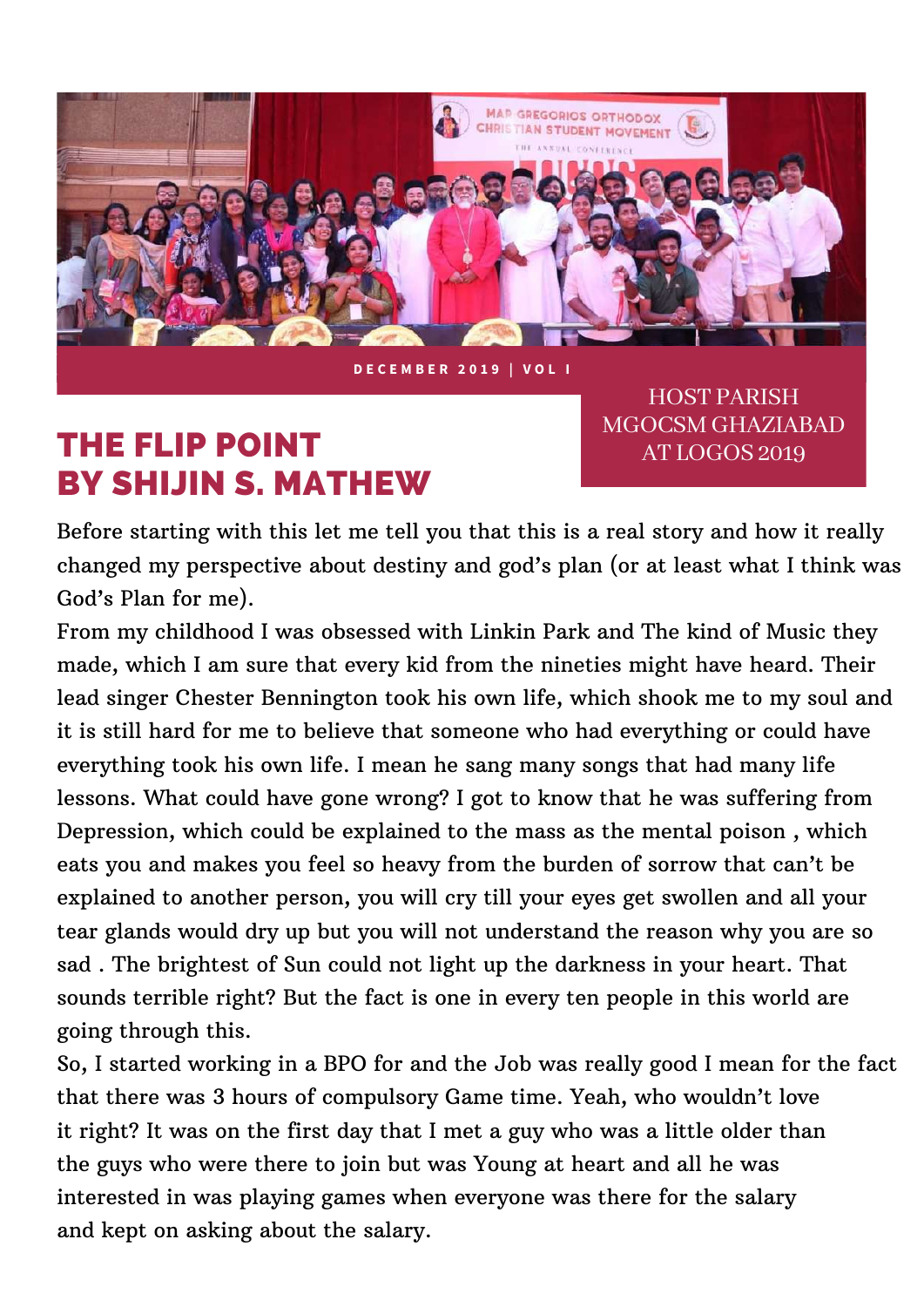DECEMBER 2019 | VOL I

HOST PARISH MGOCSM GHAZIABAD AT LOGOS 2019

# THE FLIP POINT BY SHIJIN S. MATHEW

Before starting with this let me tell you that this is a real story and how it really changed my perspective about destiny and god's plan (or at least what I think was God's Plan for me).

From my childhood I was obsessed with Linkin Park and The kind of Music they made, which I am sure that every kid from the nineties might have heard. Their lead singer Chester Bennington took his own life, which shook me to my soul and it is still hard for me to believe that someone who had everything or could have everything took his own life. I mean he sang many songs that had many life lessons. What could have gone wrong? I got to know that he was suffering from Depression, which could be explained to the mass as the mental poison , which eats you and makes you feel so heavy from the burden of sorrow that can't be explained to another person, you will cry till your eyes get swollen and all your tear glands would dry up but you will not understand the reason why you are so sad . The brightest of Sun could not light up the darkness in your heart. That sounds terrible right? But the fact is one in every ten people in this world are going through this.

So, I started working in a BPO for and the Job was really good I mean for the fact that there was 3 hours of compulsory Game time. Yeah, who wouldn't love it right? It was on the first day that I met a guy who was a little older than the guys who were there to join but was Young at heart and all he was interested in was playing games when everyone was there for the salary and kept on asking about the salary.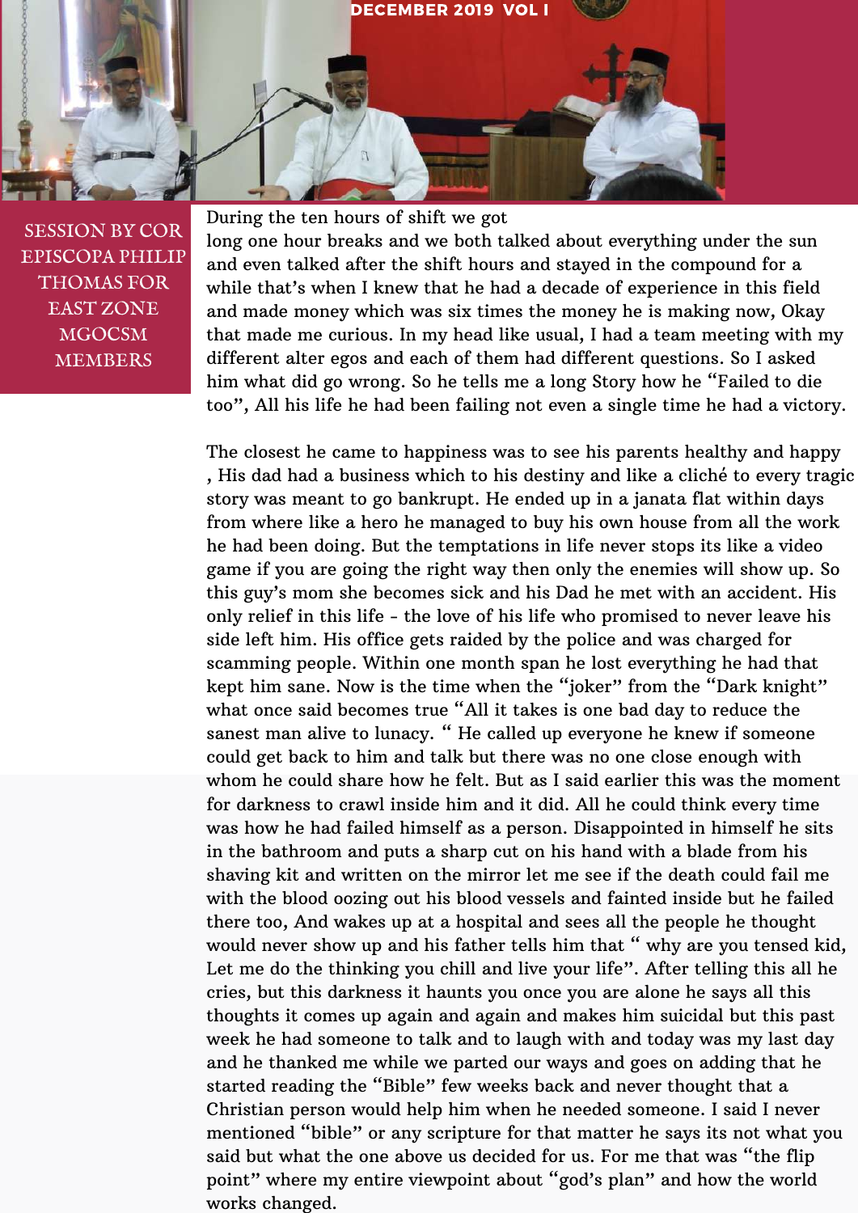SESSION BY COR EPISCOPA PHILIP THOMAS FOR EAST ZONE MGOCSM MEMBERS

During the ten hours of shift we got long one hour breaks and we both talked about everything under the sun and even talked after the shift hours and stayed in the compound for a while that's when I knew that he had a decade of experience in this field and made money which was six times the money he is making now, Okay that made me curious. In my head like usual, I had a team meeting with my different alter egos and each of them had different questions. So I asked him what did go wrong. So he tells me a long Story how he "Failed to die too", All his life he had been failing not even a single time he had a victory.

The closest he came to happiness was to see his parents healthy and happy , His dad had a business which to his destiny and like a cliché to every tragic story was meant to go bankrupt. He ended up in a janata flat within days from where like a hero he managed to buy his own house from all the work he had been doing. But the temptations in life never stops its like a video game if you are going the right way then only the enemies will show up. So this guy's mom she becomes sick and his Dad he met with an accident. His only relief in this life - the love of his life who promised to never leave his side left him. His office gets raided by the police and was charged for scamming people. Within one month span he lost everything he had that kept him sane. Now is the time when the "joker" from the "Dark knight" what once said becomes true "All it takes is one bad day to reduce the sanest man alive to lunacy. " He called up everyone he knew if someone could get back to him and talk but there was no one close enough with whom he could share how he felt. But as I said earlier this was the moment for darkness to crawl inside him and it did. All he could think every time was how he had failed himself as a person. Disappointed in himself he sits in the bathroom and puts a sharp cut on his hand with a blade from his shaving kit and written on the mirror let me see if the death could fail me with the blood oozing out his blood vessels and fainted inside but he failed there too, And wakes up at a hospital and sees all the people he thought would never show up and his father tells him that " why are you tensed kid, Let me do the thinking you chill and live your life". After telling this all he cries, but this darkness it haunts you once you are alone he says all this thoughts it comes up again and again and makes him suicidal but this past week he had someone to talk and to laugh with and today was my last day and he thanked me while we parted our ways and goes on adding that he started reading the "Bible" few weeks back and never thought that a Christian person would help him when he needed someone. I said I never mentioned "bible" or any scripture for that matter he says its not what you said but what the one above us decided for us. For me that was "the flip point" where my entire viewpoint about "god's plan" and how the world works changed.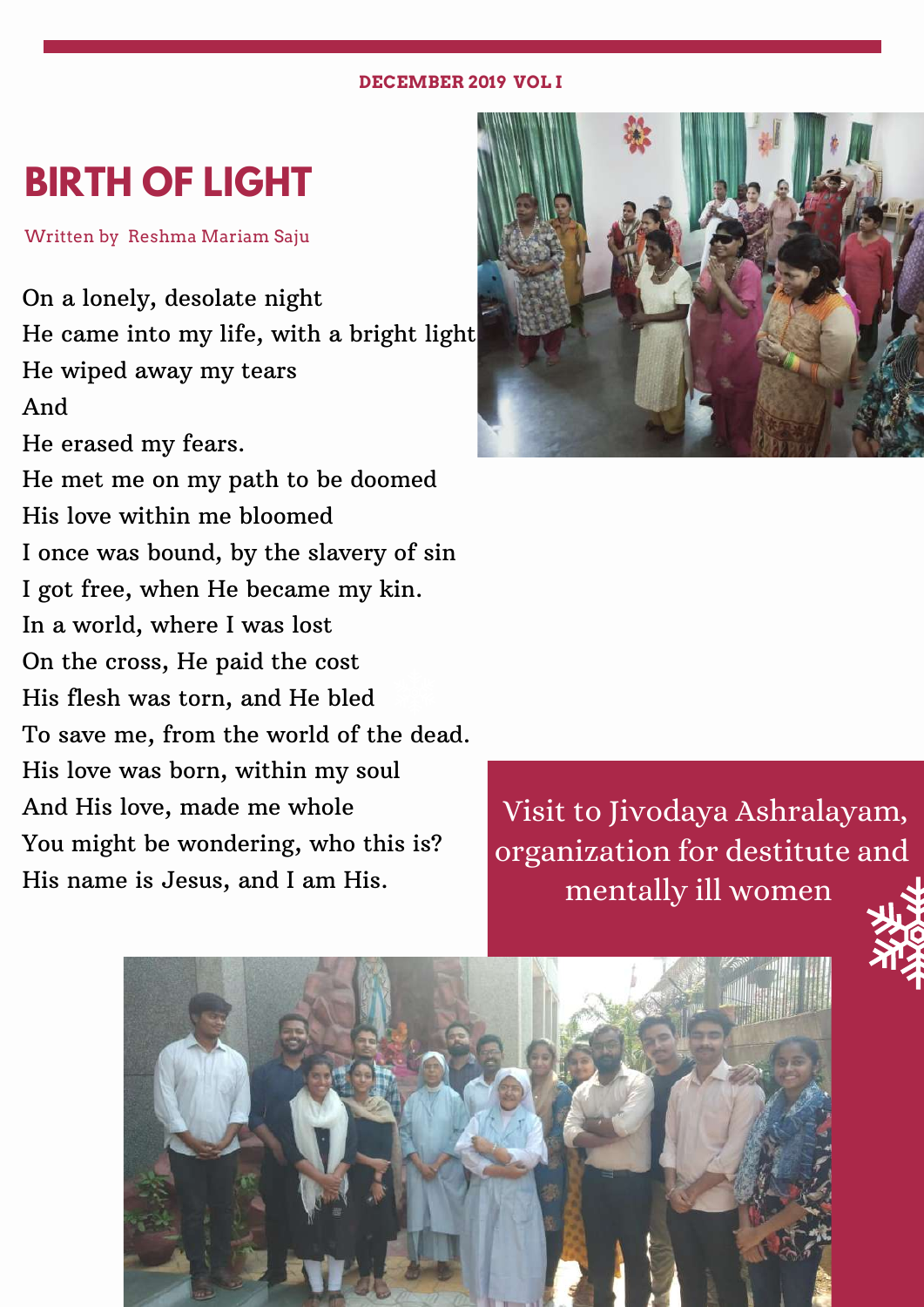# BIRTH OF LIGHT

Written by Reshma Mariam Saju

On a lonely, desolate night
He came into my life, with a bright light
He wiped away my tears
And
He erased my fears.
He met me on my path to be doomed
His love within me bloomed
I once was bound, by the slavery of sin
I got free, when He became my kin.
In a world, where I was lost
On the cross, He paid the cost
His flesh was torn, and He bled
To save me, from the world of the dead.
His love was born, within my soul
And His love, made me whole
You might be wondering, who this is?
His name is Jesus, and I am His.

Visit to Jivodaya Ashralayam, organization for destitute and mentally ill women